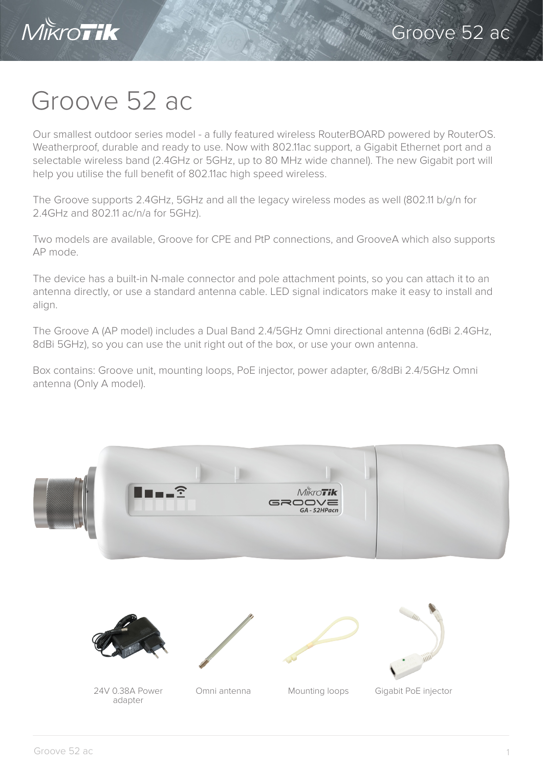# Groove 52 ac

Our smallest outdoor series model - a fully featured wireless RouterBOARD powered by RouterOS. Weatherproof, durable and ready to use. Now with 802.11ac support, a Gigabit Ethernet port and a selectable wireless band (2.4GHz or 5GHz, up to 80 MHz wide channel). The new Gigabit port will help you utilise the full benefit of 802.11ac high speed wireless.

The Groove supports 2.4GHz, 5GHz and all the legacy wireless modes as well (802.11 b/g/n for 2.4GHz and 802.11 ac/n/a for 5GHz).

Two models are available, Groove for CPE and PtP connections, and GrooveA which also supports AP mode.

The device has a built-in N-male connector and pole attachment points, so you can attach it to an antenna directly, or use a standard antenna cable. LED signal indicators make it easy to install and align.

The Groove A (AP model) includes a Dual Band 2.4/5GHz Omni directional antenna (6dBi 2.4GHz, 8dBi 5GHz), so you can use the unit right out of the box, or use your own antenna.

Box contains: Groove unit, mounting loops, PoE injector, power adapter, 6/8dBi 2.4/5GHz Omni antenna (Only A model).

24V 0.38A Power adapter

Omni antenna

Mounting loops

Gigabit PoE injector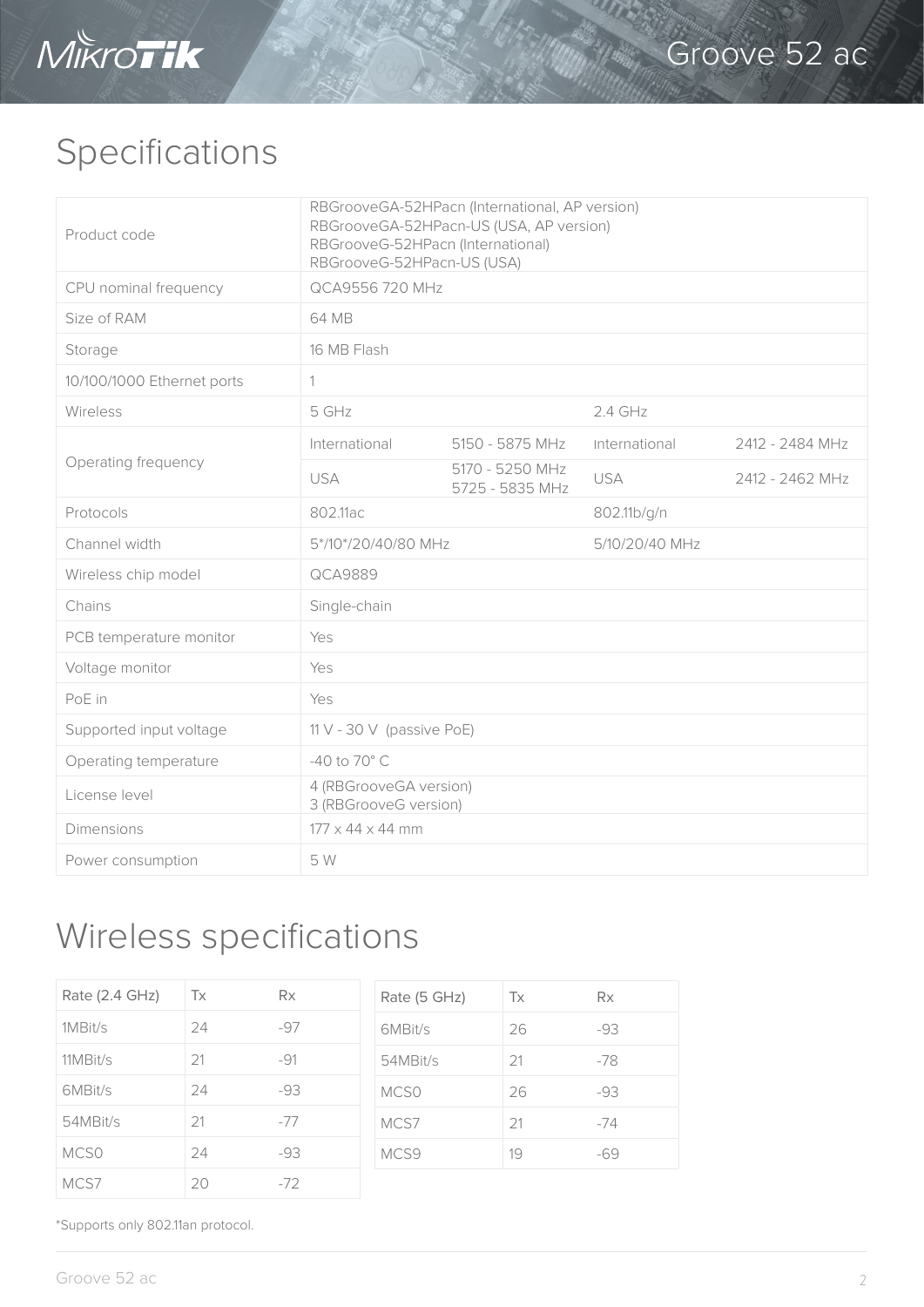# Specifications

| | | | | |
|---|---|---|---|---|
| Product code | RBGrooveGA-52HPacn (International, AP version)<br>RBGrooveGA-52HPacn-US (USA, AP version)<br>RBGrooveG-52HPacn (International)<br>RBGrooveG-52HPacn-US (USA) | | | |
| CPU nominal frequency | QCA9556 720 MHz | | | |
| Size of RAM | 64 MB | | | |
| Storage | 16 MB Flash | | | |
| 10/100/1000 Ethernet ports | 1 | | | |
| Wireless | 5 GHz | | 2.4 GHz | |
| Operating frequency | International | 5150 - 5875 MHz | International | 2412 - 2484 MHz |
| | USA | 5170 - 5250 MHz<br>5725 - 5835 MHz | USA | 2412 - 2462 MHz |
| Protocols | 802.11ac | | 802.11b/g/n | |
| Channel width | 5*/10*/20/40/80 MHz | | 5/10/20/40 MHz | |
| Wireless chip model | QCA9889 | | | |
| Chains | Single-chain | | | |
| PCB temperature monitor | Yes | | | |
| Voltage monitor | Yes | | | |
| PoE in | Yes | | | |
| Supported input voltage | 11 V - 30 V (passive PoE) | | | |
| Operating temperature | -40 to 70° C | | | |
| License level | 4 (RBGrooveGA version)<br>3 (RBGrooveG version) | | | |
| Dimensions | 177 x 44 x 44 mm | | | |
| Power consumption | 5 W | | | |

# Wireless specifications

| Rate (2.4 GHz) | Tx | Rx |
|---|---|---|
| 1MBit/s | 24 | -97 |
| 11MBit/s | 21 | -91 |
| 6MBit/s | 24 | -93 |
| 54MBit/s | 21 | -77 |
| MCS0 | 24 | -93 |
| MCS7 | 20 | -72 |

| Rate (5 GHz) | Tx | Rx |
|---|---|---|
| 6MBit/s | 26 | -93 |
| 54MBit/s | 21 | -78 |
| MCS0 | 26 | -93 |
| MCS7 | 21 | -74 |
| MCS9 | 19 | -69 |

*Supports only 802.11an protocol.